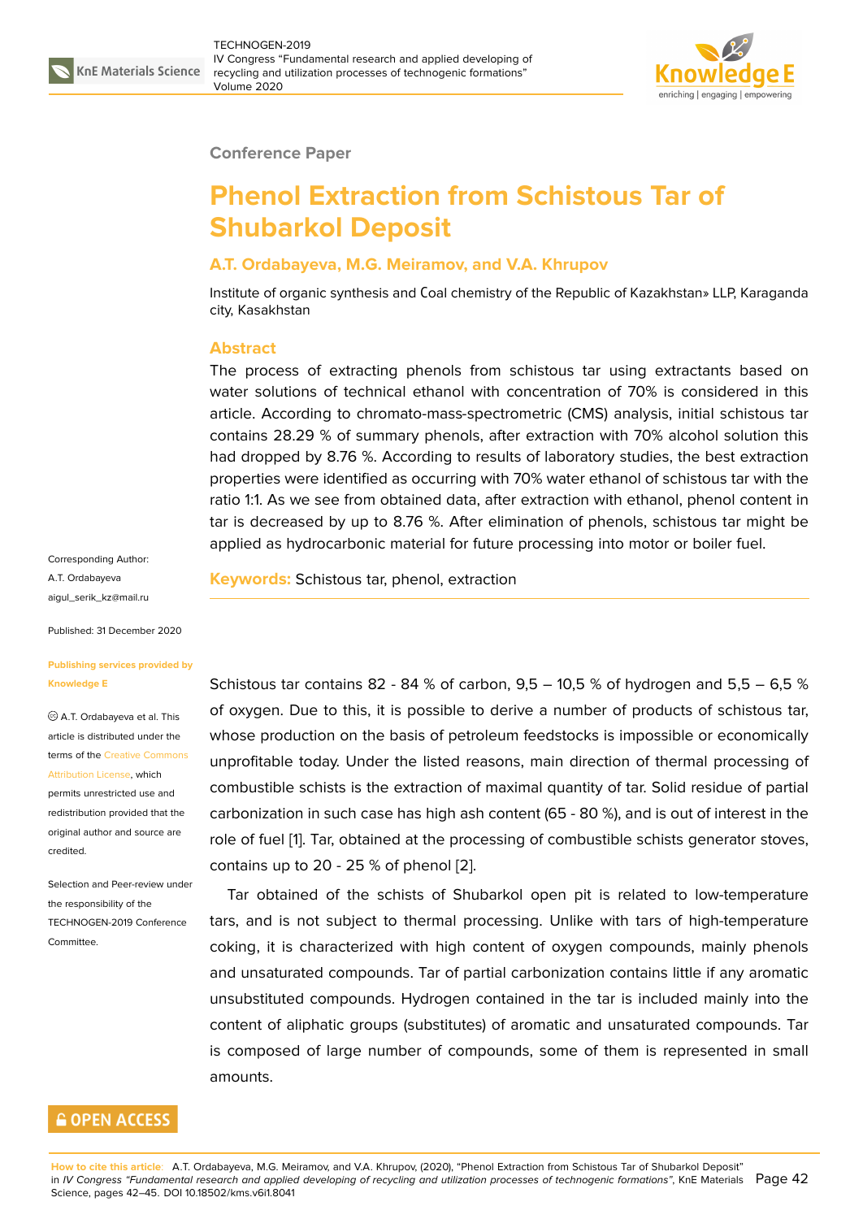Conference Paper

# Phenol Extraction from Schistous Tar of Shubarkol Deposit

**A.T. Ordabayeva, M.G. Meiramov, and V.A. Khrupov**

Institute of organic synthesis and Coal chemistry of the Republic of Kazakhstan» LLP, Karaganda city, Kasakhstan

## Abstract

The process of extracting phenols from schistous tar using extractants based on water solutions of technical ethanol with concentration of 70% is considered in this article. According to chromato-mass-spectrometric (CMS) analysis, initial schistous tar contains 28.29 % of summary phenols, after extraction with 70% alcohol solution this had dropped by 8.76 %. According to results of laboratory studies, the best extraction properties were identified as occurring with 70% water ethanol of schistous tar with the ratio 1:1. As we see from obtained data, after extraction with ethanol, phenol content in tar is decreased by up to 8.76 %. After elimination of phenols, schistous tar might be applied as hydrocarbonic material for future processing into motor or boiler fuel.

**Keywords:** Schistous tar, phenol, extraction

Corresponding Author:
A.T. Ordabayeva
aigul_serik_kz@mail.ru

Published: 31 December 2020

**Publishing services provided by Knowledge E**

© A.T. Ordabayeva et al. This article is distributed under the terms of the Creative Commons Attribution License, which permits unrestricted use and redistribution provided that the original author and source are credited.

Selection and Peer-review under the responsibility of the TECHNOGEN-2019 Conference Committee.

Schistous tar contains 82 - 84 % of carbon, 9,5 – 10,5 % of hydrogen and 5,5 – 6,5 % of oxygen. Due to this, it is possible to derive a number of products of schistous tar, whose production on the basis of petroleum feedstocks is impossible or economically unprofitable today. Under the listed reasons, main direction of thermal processing of combustible schists is the extraction of maximal quantity of tar. Solid residue of partial carbonization in such case has high ash content (65 - 80 %), and is out of interest in the role of fuel [1]. Tar, obtained at the processing of combustible schists generator stoves, contains up to 20 - 25 % of phenol [2].

Tar obtained of the schists of Shubarkol open pit is related to low-temperature tars, and is not subject to thermal processing. Unlike with tars of high-temperature coking, it is characterized with high content of oxygen compounds, mainly phenols and unsaturated compounds. Tar of partial carbonization contains little if any aromatic unsubstituted compounds. Hydrogen contained in the tar is included mainly into the content of aliphatic groups (substitutes) of aromatic and unsaturated compounds. Tar is composed of large number of compounds, some of them is represented in small amounts.

**How to cite this article**: A.T. Ordabayeva, M.G. Meiramov, and V.A. Khrupov, (2020), "Phenol Extraction from Schistous Tar of Shubarkol Deposit" in *IV Congress "Fundamental research and applied developing of recycling and utilization processes of technogenic formations"*, KnE Materials Science, pages 42–45. DOI 10.18502/kms.v6i1.8041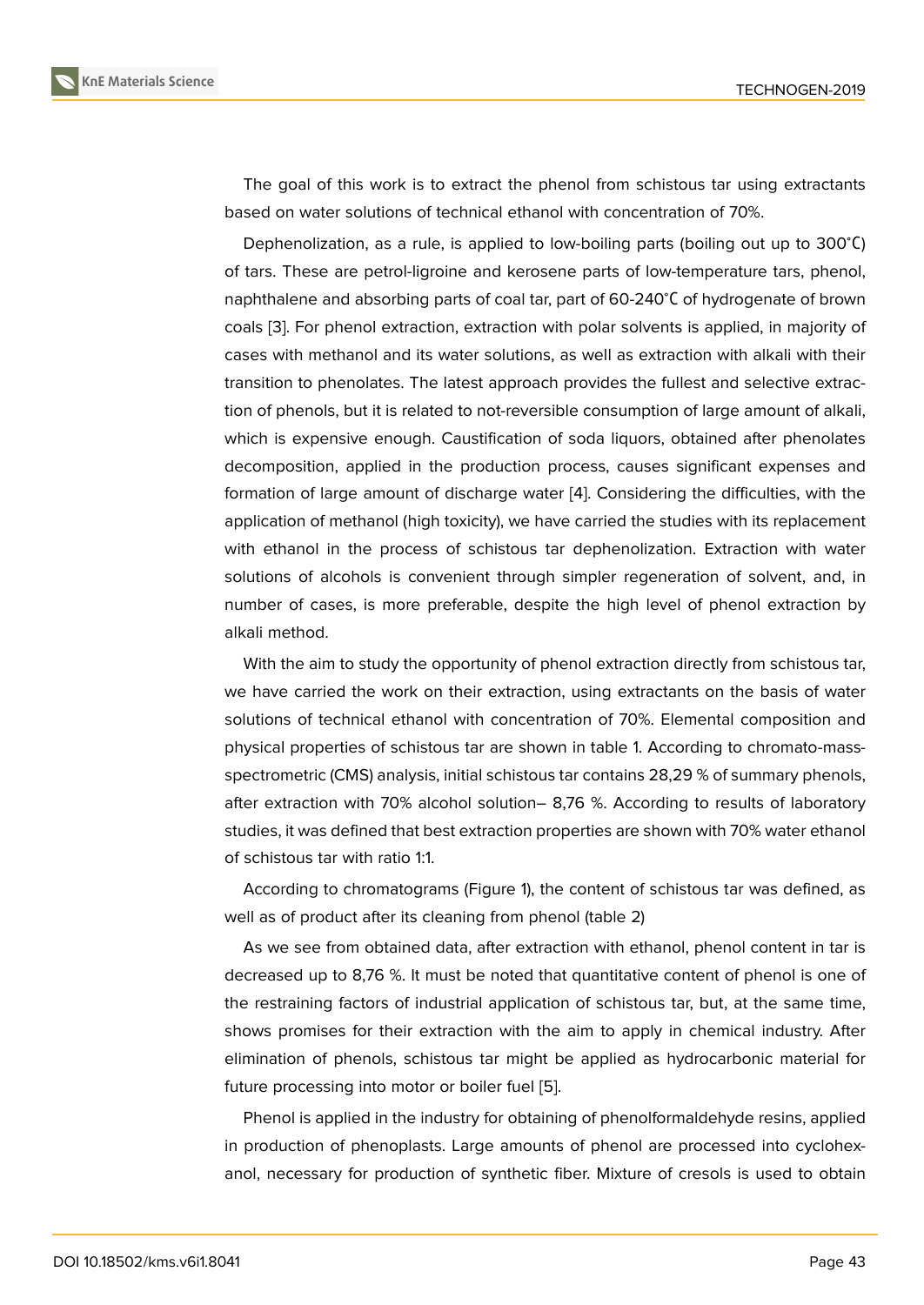The goal of this work is to extract the phenol from schistous tar using extractants based on water solutions of technical ethanol with concentration of 70%.

Dephenolization, as a rule, is applied to low-boiling parts (boiling out up to 300˚C) of tars. These are petrol-ligroine and kerosene parts of low-temperature tars, phenol, naphthalene and absorbing parts of coal tar, part of 60-240˚C of hydrogenate of brown coals [3]. For phenol extraction, extraction with polar solvents is applied, in majority of cases with methanol and its water solutions, as well as extraction with alkali with their transition to phenolates. The latest approach provides the fullest and selective extraction of phenols, but it is related to not-reversible consumption of large amount of alkali, which is expensive enough. Caustification of soda liquors, obtained after phenolates decomposition, applied in the production process, causes significant expenses and formation of large amount of discharge water [4]. Considering the difficulties, with the application of methanol (high toxicity), we have carried the studies with its replacement with ethanol in the process of schistous tar dephenolization. Extraction with water solutions of alcohols is convenient through simpler regeneration of solvent, and, in number of cases, is more preferable, despite the high level of phenol extraction by alkali method.

With the aim to study the opportunity of phenol extraction directly from schistous tar, we have carried the work on their extraction, using extractants on the basis of water solutions of technical ethanol with concentration of 70%. Elemental composition and physical properties of schistous tar are shown in table 1. According to chromato-mass-spectrometric (CMS) analysis, initial schistous tar contains 28,29 % of summary phenols, after extraction with 70% alcohol solution– 8,76 %. According to results of laboratory studies, it was defined that best extraction properties are shown with 70% water ethanol of schistous tar with ratio 1:1.

According to chromatograms (Figure 1), the content of schistous tar was defined, as well as of product after its cleaning from phenol (table 2)

As we see from obtained data, after extraction with ethanol, phenol content in tar is decreased up to 8,76 %. It must be noted that quantitative content of phenol is one of the restraining factors of industrial application of schistous tar, but, at the same time, shows promises for their extraction with the aim to apply in chemical industry. After elimination of phenols, schistous tar might be applied as hydrocarbonic material for future processing into motor or boiler fuel [5].

Phenol is applied in the industry for obtaining of phenolformaldehyde resins, applied in production of phenoplasts. Large amounts of phenol are processed into cyclohexanol, necessary for production of synthetic fiber. Mixture of cresols is used to obtain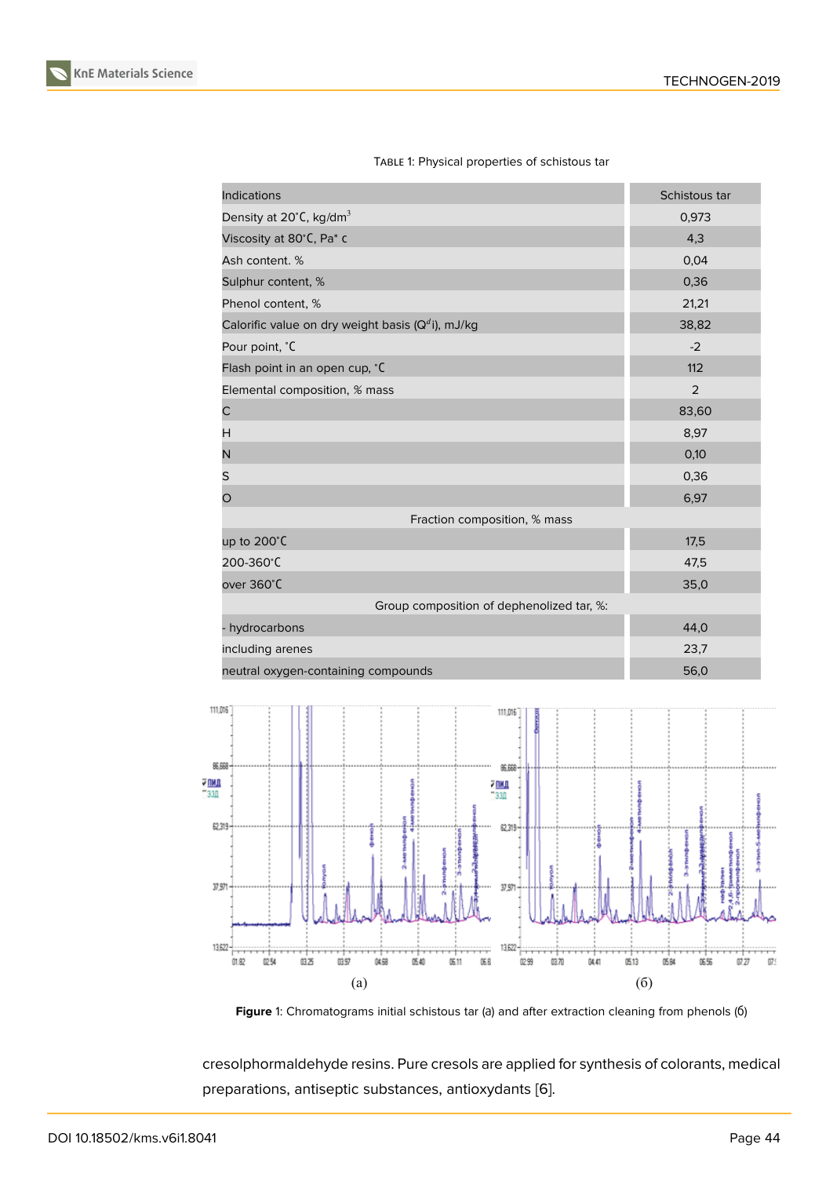Table 1: Physical properties of schistous tar

| Indications | Schistous tar |
|---|---|
| Density at 20˚C, kg/dm$^3$ | 0,973 |
| Viscosity at 80˚C, Pa* c | 4,3 |
| Ash content. % | 0,04 |
| Sulphur content, % | 0,36 |
| Phenol content, % | 21,21 |
| Calorific value on dry weight basis ($Q^d$i), mJ/kg | 38,82 |
| Pour point, ˚C | -2 |
| Flash point in an open cup, ˚C | 112 |
| Elemental composition, % mass | 2 |
| C | 83,60 |
| H | 8,97 |
| N | 0,10 |
| S | 0,36 |
| O | 6,97 |
| Fraction composition, % mass | |
| up to 200˚C | 17,5 |
| 200-360˚C | 47,5 |
| over 360˚C | 35,0 |
| Group composition of dephenolized tar, %: | |
| - hydrocarbons | 44,0 |
| including arenes | 23,7 |
| neutral oxygen-containing compounds | 56,0 |

**Figure** 1: Chromatograms initial schistous tar (a) and after extraction cleaning from phenols (б)

cresolphormaldehyde resins. Pure cresols are applied for synthesis of colorants, medical preparations, antiseptic substances, antioxydants [6].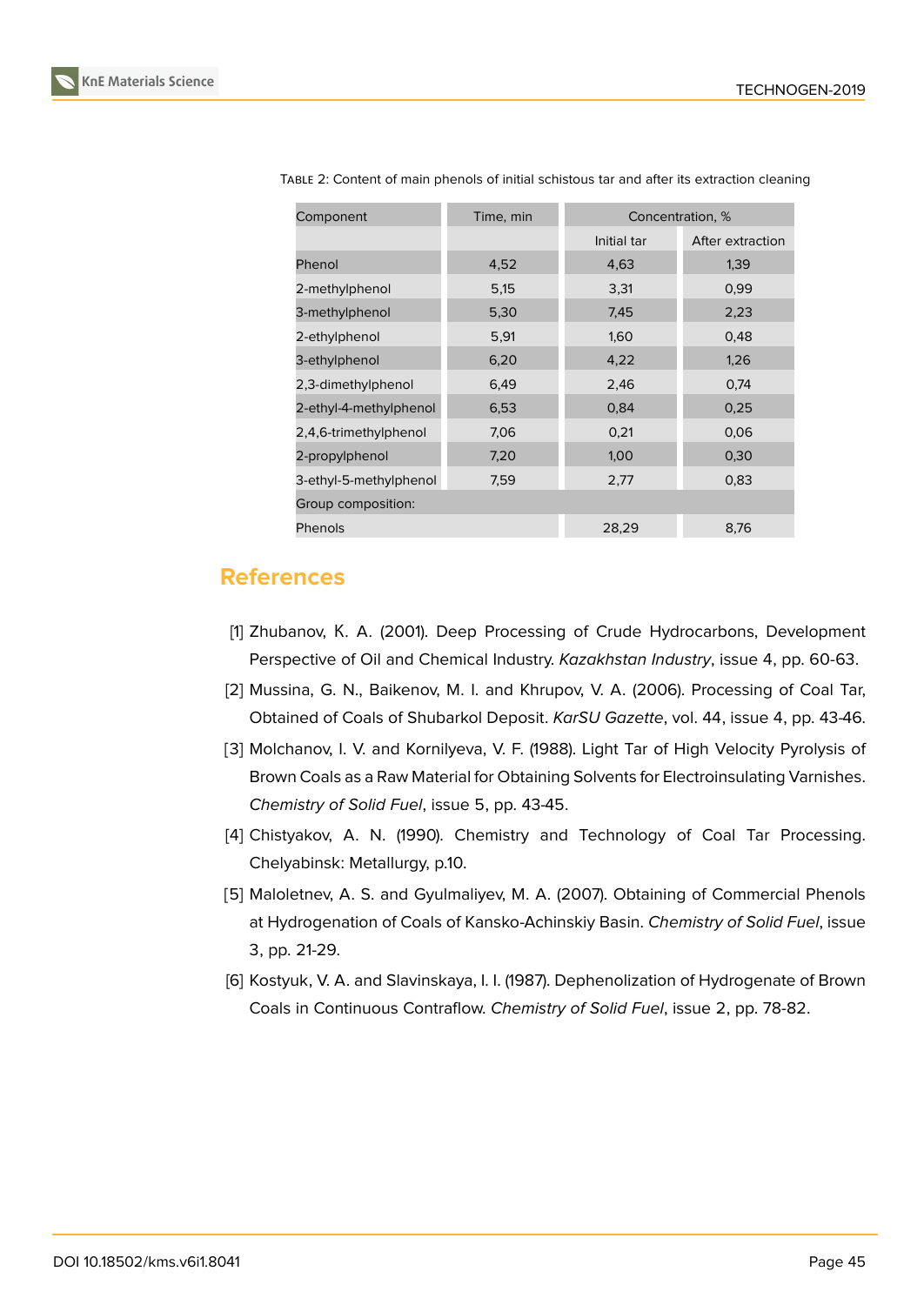Table 2: Content of main phenols of initial schistous tar and after its extraction cleaning

| Component | Time, min | Concentration, % | |
|---|---|---|---|
| | | Initial tar | After extraction |
| Phenol | 4,52 | 4,63 | 1,39 |
| 2-methylphenol | 5,15 | 3,31 | 0,99 |
| 3-methylphenol | 5,30 | 7,45 | 2,23 |
| 2-ethylphenol | 5,91 | 1,60 | 0,48 |
| 3-ethylphenol | 6,20 | 4,22 | 1,26 |
| 2,3-dimethylphenol | 6,49 | 2,46 | 0,74 |
| 2-ethyl-4-methylphenol | 6,53 | 0,84 | 0,25 |
| 2,4,6-trimethylphenol | 7,06 | 0,21 | 0,06 |
| 2-propylphenol | 7,20 | 1,00 | 0,30 |
| 3-ethyl-5-methylphenol | 7,59 | 2,77 | 0,83 |
| Group composition: | | | |
| Phenols | | 28,29 | 8,76 |

## References

[1] Zhubanov, K. A. (2001). Deep Processing of Crude Hydrocarbons, Development Perspective of Oil and Chemical Industry. *Kazakhstan Industry*, issue 4, pp. 60-63.

[2] Mussina, G. N., Baikenov, M. I. and Khrupov, V. A. (2006). Processing of Coal Tar, Obtained of Coals of Shubarkol Deposit. *KarSU Gazette*, vol. 44, issue 4, pp. 43-46.

[3] Molchanov, I. V. and Kornilyeva, V. F. (1988). Light Tar of High Velocity Pyrolysis of Brown Coals as a Raw Material for Obtaining Solvents for Electroinsulating Varnishes. *Chemistry of Solid Fuel*, issue 5, pp. 43-45.

[4] Chistyakov, A. N. (1990). Chemistry and Technology of Coal Tar Processing. Chelyabinsk: Metallurgy, p.10.

[5] Maloletnev, A. S. and Gyulmaliyev, M. A. (2007). Obtaining of Commercial Phenols at Hydrogenation of Coals of Kansko-Achinskiy Basin. *Chemistry of Solid Fuel*, issue 3, pp. 21-29.

[6] Kostyuk, V. A. and Slavinskaya, I. I. (1987). Dephenolization of Hydrogenate of Brown Coals in Continuous Contraflow. *Chemistry of Solid Fuel*, issue 2, pp. 78-82.